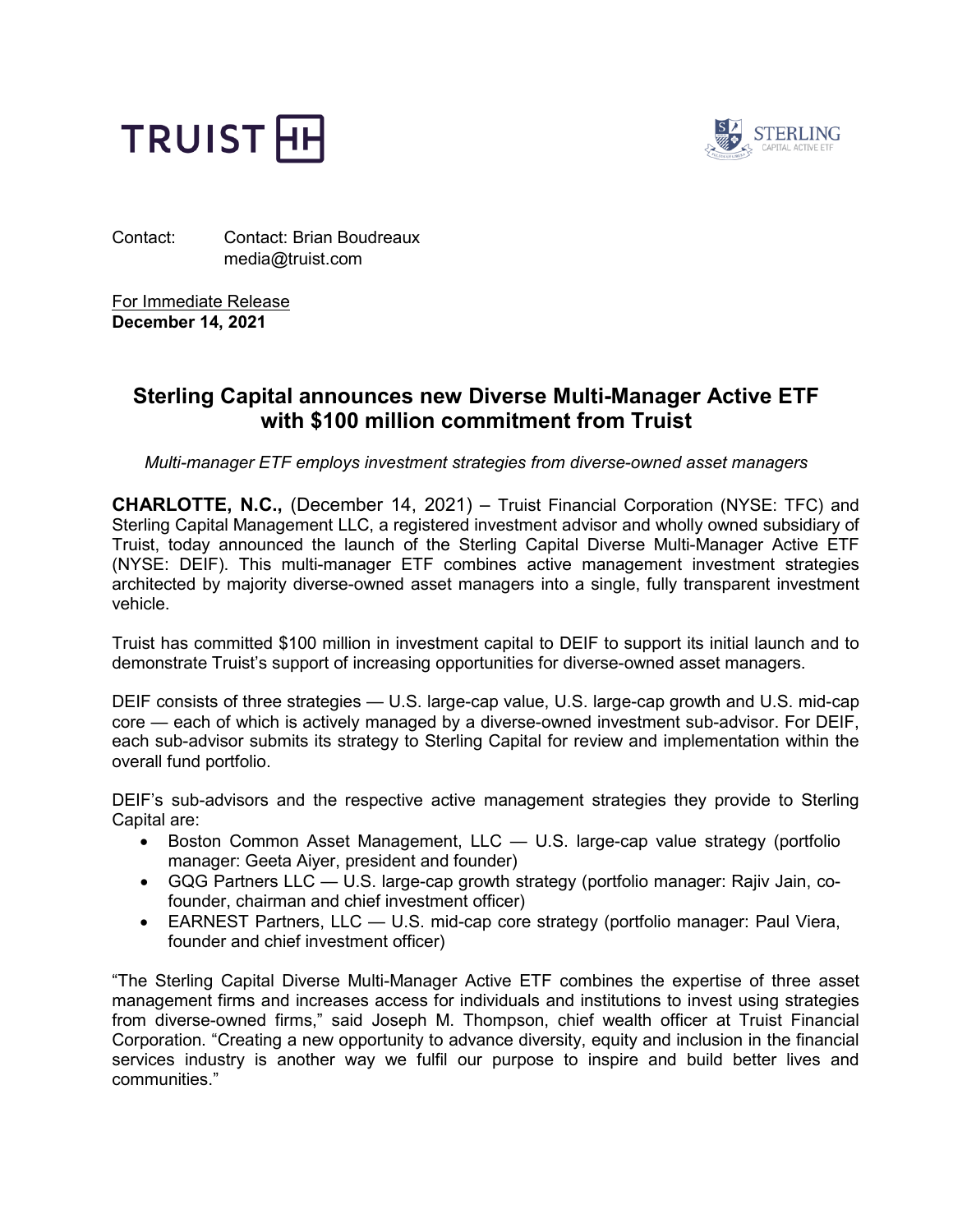Contact: Contact: Brian Boudreaux
media@truist.com

For Immediate Release
**December 14, 2021**

# Sterling Capital announces new Diverse Multi-Manager Active ETF with $100 million commitment from Truist

*Multi-manager ETF employs investment strategies from diverse-owned asset managers*

**CHARLOTTE, N.C.,** (December 14, 2021) – Truist Financial Corporation (NYSE: TFC) and Sterling Capital Management LLC, a registered investment advisor and wholly owned subsidiary of Truist, today announced the launch of the Sterling Capital Diverse Multi-Manager Active ETF (NYSE: DEIF). This multi-manager ETF combines active management investment strategies architected by majority diverse-owned asset managers into a single, fully transparent investment vehicle.

Truist has committed $100 million in investment capital to DEIF to support its initial launch and to demonstrate Truist's support of increasing opportunities for diverse-owned asset managers.

DEIF consists of three strategies — U.S. large-cap value, U.S. large-cap growth and U.S. mid-cap core — each of which is actively managed by a diverse-owned investment sub-advisor. For DEIF, each sub-advisor submits its strategy to Sterling Capital for review and implementation within the overall fund portfolio.

DEIF's sub-advisors and the respective active management strategies they provide to Sterling Capital are:

- Boston Common Asset Management, LLC — U.S. large-cap value strategy (portfolio manager: Geeta Aiyer, president and founder)
- GQG Partners LLC — U.S. large-cap growth strategy (portfolio manager: Rajiv Jain, co-founder, chairman and chief investment officer)
- EARNEST Partners, LLC — U.S. mid-cap core strategy (portfolio manager: Paul Viera, founder and chief investment officer)

"The Sterling Capital Diverse Multi-Manager Active ETF combines the expertise of three asset management firms and increases access for individuals and institutions to invest using strategies from diverse-owned firms," said Joseph M. Thompson, chief wealth officer at Truist Financial Corporation. "Creating a new opportunity to advance diversity, equity and inclusion in the financial services industry is another way we fulfil our purpose to inspire and build better lives and communities."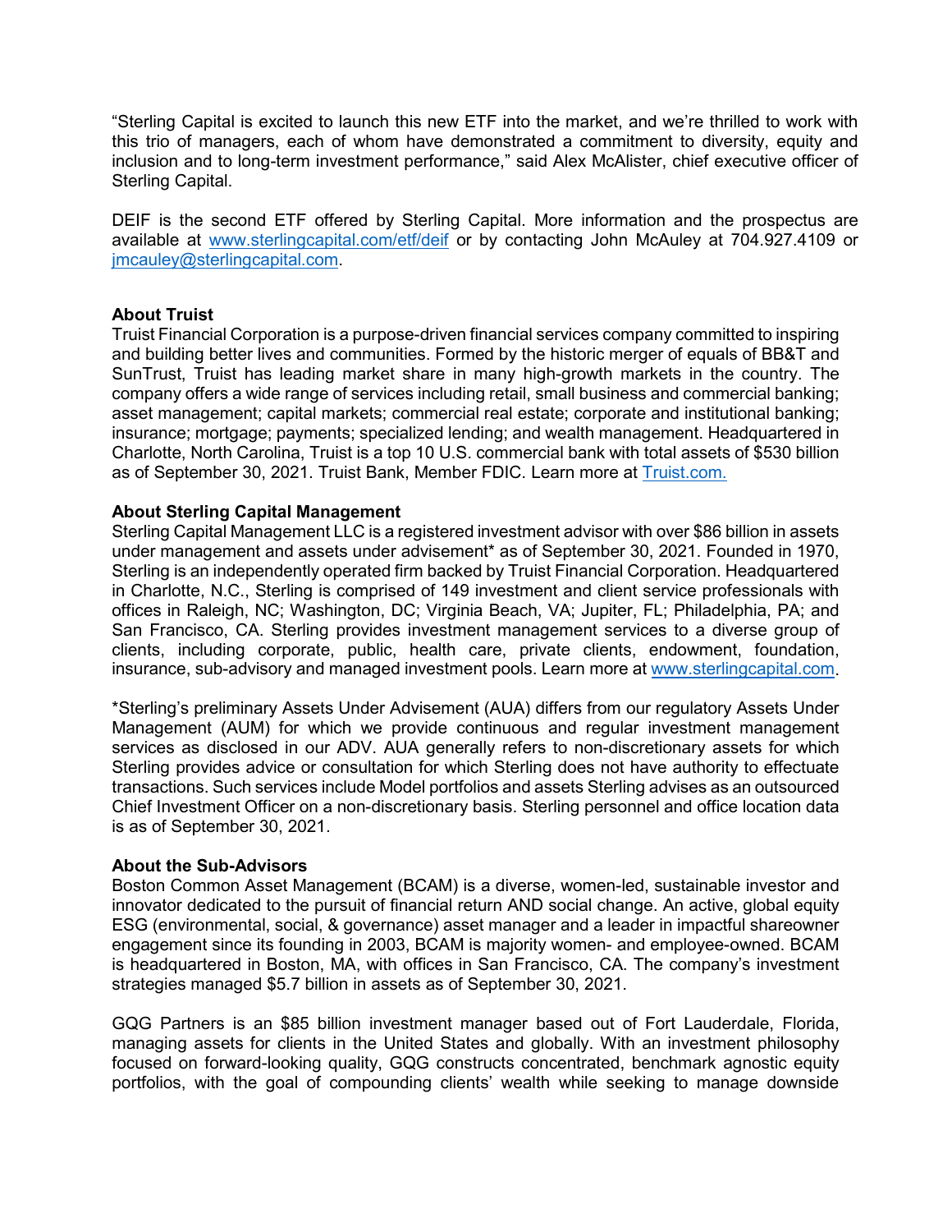"Sterling Capital is excited to launch this new ETF into the market, and we're thrilled to work with this trio of managers, each of whom have demonstrated a commitment to diversity, equity and inclusion and to long-term investment performance," said Alex McAlister, chief executive officer of Sterling Capital.

DEIF is the second ETF offered by Sterling Capital. More information and the prospectus are available at [www.sterlingcapital.com/etf/deif](http://www.sterlingcapital.com/etf/deif) or by contacting John McAuley at 704.927.4109 or [jmcauley@sterlingcapital.com](mailto:jmcauley@sterlingcapital.com).

**About Truist**
Truist Financial Corporation is a purpose-driven financial services company committed to inspiring and building better lives and communities. Formed by the historic merger of equals of BB&T and SunTrust, Truist has leading market share in many high-growth markets in the country. The company offers a wide range of services including retail, small business and commercial banking; asset management; capital markets; commercial real estate; corporate and institutional banking; insurance; mortgage; payments; specialized lending; and wealth management. Headquartered in Charlotte, North Carolina, Truist is a top 10 U.S. commercial bank with total assets of $530 billion as of September 30, 2021. Truist Bank, Member FDIC. Learn more at [Truist.com.](http://Truist.com)

**About Sterling Capital Management**
Sterling Capital Management LLC is a registered investment advisor with over $86 billion in assets under management and assets under advisement* as of September 30, 2021. Founded in 1970, Sterling is an independently operated firm backed by Truist Financial Corporation. Headquartered in Charlotte, N.C., Sterling is comprised of 149 investment and client service professionals with offices in Raleigh, NC; Washington, DC; Virginia Beach, VA; Jupiter, FL; Philadelphia, PA; and San Francisco, CA. Sterling provides investment management services to a diverse group of clients, including corporate, public, health care, private clients, endowment, foundation, insurance, sub-advisory and managed investment pools. Learn more at [www.sterlingcapital.com](http://www.sterlingcapital.com).

*Sterling's preliminary Assets Under Advisement (AUA) differs from our regulatory Assets Under Management (AUM) for which we provide continuous and regular investment management services as disclosed in our ADV. AUA generally refers to non-discretionary assets for which Sterling provides advice or consultation for which Sterling does not have authority to effectuate transactions. Such services include Model portfolios and assets Sterling advises as an outsourced Chief Investment Officer on a non-discretionary basis. Sterling personnel and office location data is as of September 30, 2021.

**About the Sub-Advisors**
Boston Common Asset Management (BCAM) is a diverse, women-led, sustainable investor and innovator dedicated to the pursuit of financial return AND social change. An active, global equity ESG (environmental, social, & governance) asset manager and a leader in impactful shareowner engagement since its founding in 2003, BCAM is majority women- and employee-owned. BCAM is headquartered in Boston, MA, with offices in San Francisco, CA. The company's investment strategies managed $5.7 billion in assets as of September 30, 2021.

GQG Partners is an $85 billion investment manager based out of Fort Lauderdale, Florida, managing assets for clients in the United States and globally. With an investment philosophy focused on forward-looking quality, GQG constructs concentrated, benchmark agnostic equity portfolios, with the goal of compounding clients' wealth while seeking to manage downside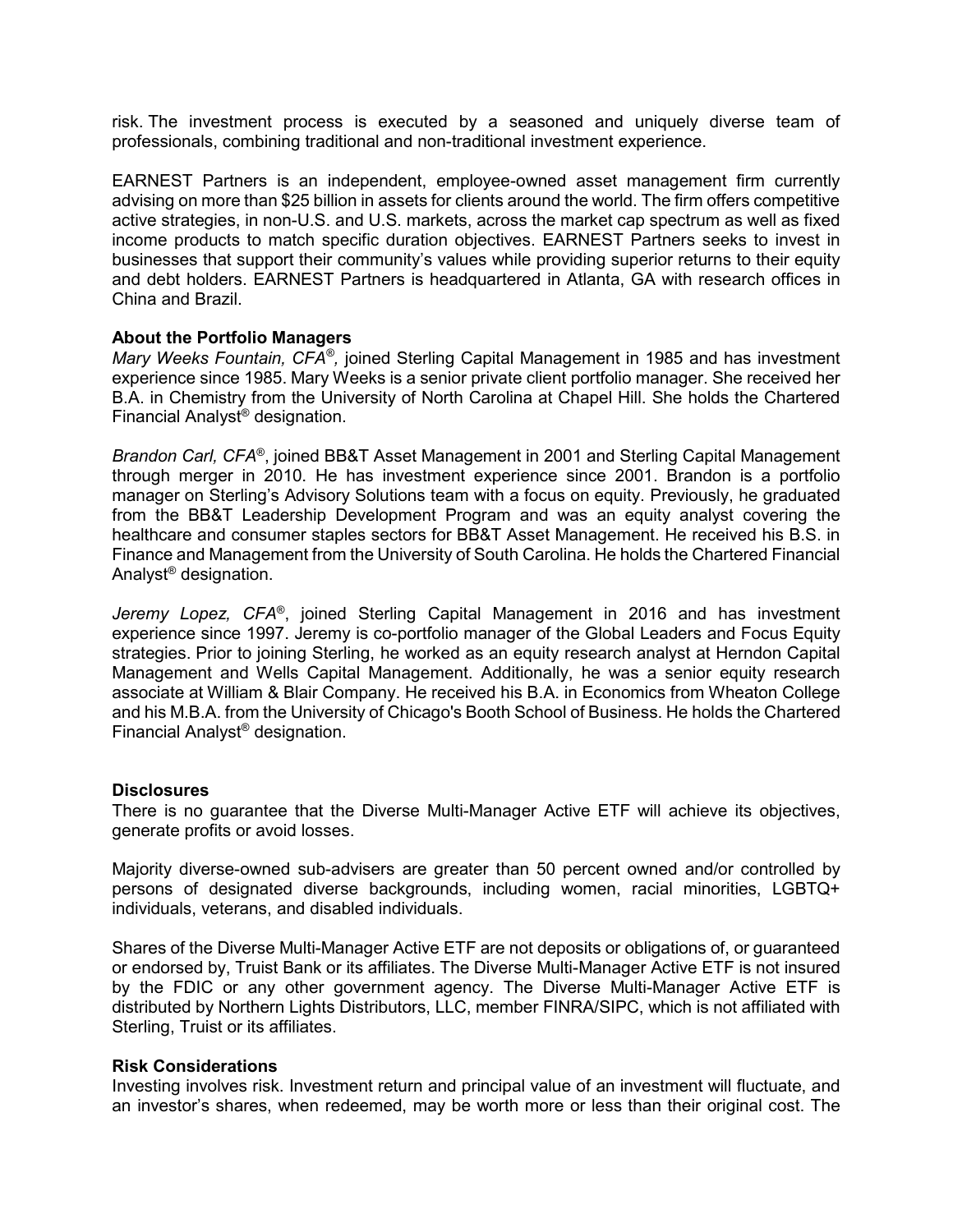risk. The investment process is executed by a seasoned and uniquely diverse team of professionals, combining traditional and non-traditional investment experience.

EARNEST Partners is an independent, employee-owned asset management firm currently advising on more than $25 billion in assets for clients around the world. The firm offers competitive active strategies, in non-U.S. and U.S. markets, across the market cap spectrum as well as fixed income products to match specific duration objectives. EARNEST Partners seeks to invest in businesses that support their community's values while providing superior returns to their equity and debt holders. EARNEST Partners is headquartered in Atlanta, GA with research offices in China and Brazil.

**About the Portfolio Managers**

*Mary Weeks Fountain, CFA®,* joined Sterling Capital Management in 1985 and has investment experience since 1985. Mary Weeks is a senior private client portfolio manager. She received her B.A. in Chemistry from the University of North Carolina at Chapel Hill. She holds the Chartered Financial Analyst® designation.

*Brandon Carl, CFA®*, joined BB&T Asset Management in 2001 and Sterling Capital Management through merger in 2010. He has investment experience since 2001. Brandon is a portfolio manager on Sterling's Advisory Solutions team with a focus on equity. Previously, he graduated from the BB&T Leadership Development Program and was an equity analyst covering the healthcare and consumer staples sectors for BB&T Asset Management. He received his B.S. in Finance and Management from the University of South Carolina. He holds the Chartered Financial Analyst® designation.

*Jeremy Lopez, CFA®*, joined Sterling Capital Management in 2016 and has investment experience since 1997. Jeremy is co-portfolio manager of the Global Leaders and Focus Equity strategies. Prior to joining Sterling, he worked as an equity research analyst at Herndon Capital Management and Wells Capital Management. Additionally, he was a senior equity research associate at William & Blair Company. He received his B.A. in Economics from Wheaton College and his M.B.A. from the University of Chicago's Booth School of Business. He holds the Chartered Financial Analyst® designation.

**Disclosures**

There is no guarantee that the Diverse Multi-Manager Active ETF will achieve its objectives, generate profits or avoid losses.

Majority diverse-owned sub-advisers are greater than 50 percent owned and/or controlled by persons of designated diverse backgrounds, including women, racial minorities, LGBTQ+ individuals, veterans, and disabled individuals.

Shares of the Diverse Multi-Manager Active ETF are not deposits or obligations of, or guaranteed or endorsed by, Truist Bank or its affiliates. The Diverse Multi-Manager Active ETF is not insured by the FDIC or any other government agency. The Diverse Multi-Manager Active ETF is distributed by Northern Lights Distributors, LLC, member FINRA/SIPC, which is not affiliated with Sterling, Truist or its affiliates.

**Risk Considerations**

Investing involves risk. Investment return and principal value of an investment will fluctuate, and an investor's shares, when redeemed, may be worth more or less than their original cost. The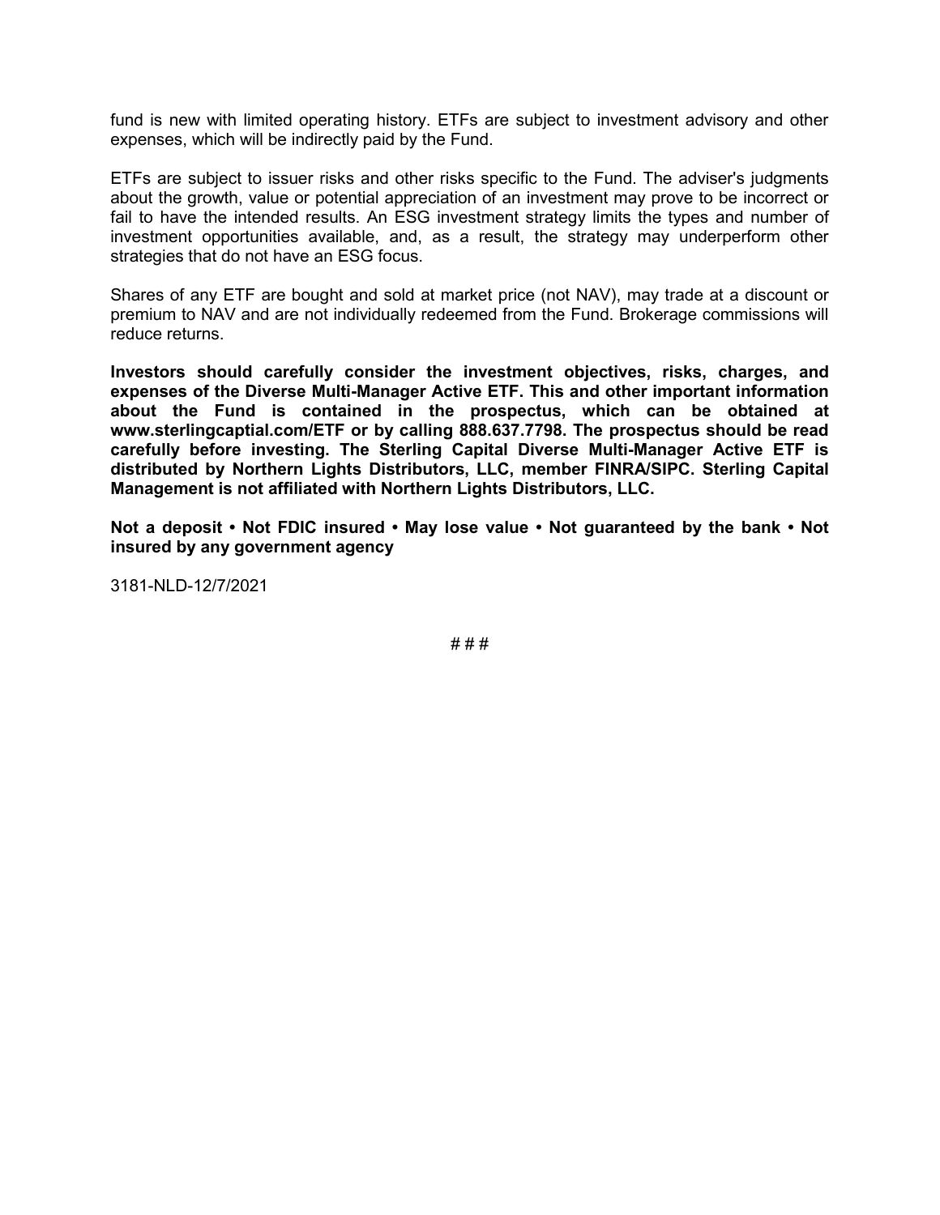fund is new with limited operating history. ETFs are subject to investment advisory and other expenses, which will be indirectly paid by the Fund.

ETFs are subject to issuer risks and other risks specific to the Fund. The adviser's judgments about the growth, value or potential appreciation of an investment may prove to be incorrect or fail to have the intended results. An ESG investment strategy limits the types and number of investment opportunities available, and, as a result, the strategy may underperform other strategies that do not have an ESG focus.

Shares of any ETF are bought and sold at market price (not NAV), may trade at a discount or premium to NAV and are not individually redeemed from the Fund. Brokerage commissions will reduce returns.

**Investors should carefully consider the investment objectives, risks, charges, and expenses of the Diverse Multi-Manager Active ETF. This and other important information about the Fund is contained in the prospectus, which can be obtained at www.sterlingcaptial.com/ETF or by calling 888.637.7798. The prospectus should be read carefully before investing. The Sterling Capital Diverse Multi-Manager Active ETF is distributed by Northern Lights Distributors, LLC, member FINRA/SIPC. Sterling Capital Management is not affiliated with Northern Lights Distributors, LLC.**

**Not a deposit • Not FDIC insured • May lose value • Not guaranteed by the bank • Not insured by any government agency**

3181-NLD-12/7/2021

# # #